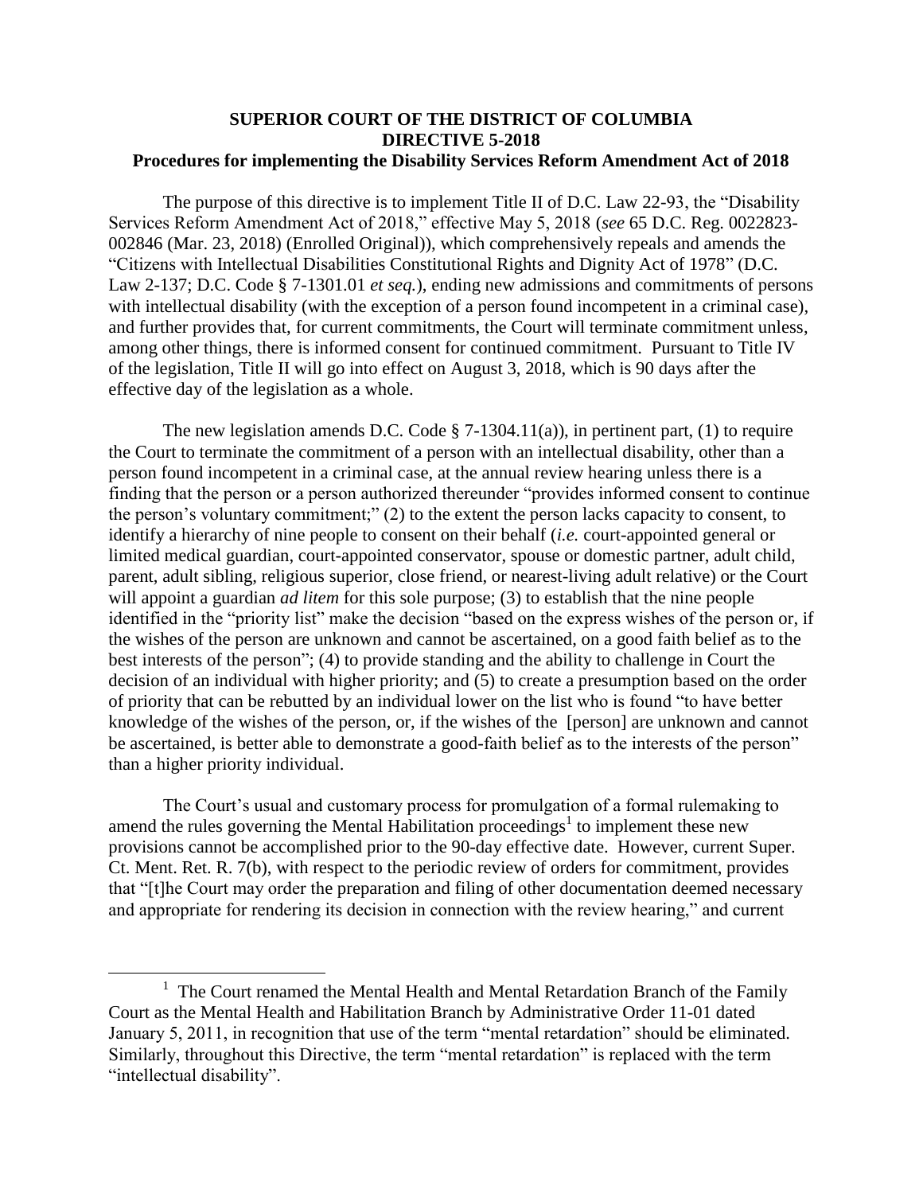**SUPERIOR COURT OF THE DISTRICT OF COLUMBIA**
**DIRECTIVE 5-2018**
**Procedures for implementing the Disability Services Reform Amendment Act of 2018**

The purpose of this directive is to implement Title II of D.C. Law 22-93, the "Disability Services Reform Amendment Act of 2018," effective May 5, 2018 (*see* 65 D.C. Reg. 0022823-002846 (Mar. 23, 2018) (Enrolled Original)), which comprehensively repeals and amends the "Citizens with Intellectual Disabilities Constitutional Rights and Dignity Act of 1978" (D.C. Law 2-137; D.C. Code § 7-1301.01 *et seq.*), ending new admissions and commitments of persons with intellectual disability (with the exception of a person found incompetent in a criminal case), and further provides that, for current commitments, the Court will terminate commitment unless, among other things, there is informed consent for continued commitment. Pursuant to Title IV of the legislation, Title II will go into effect on August 3, 2018, which is 90 days after the effective day of the legislation as a whole.

The new legislation amends D.C. Code § 7-1304.11(a)), in pertinent part, (1) to require the Court to terminate the commitment of a person with an intellectual disability, other than a person found incompetent in a criminal case, at the annual review hearing unless there is a finding that the person or a person authorized thereunder "provides informed consent to continue the person's voluntary commitment;" (2) to the extent the person lacks capacity to consent, to identify a hierarchy of nine people to consent on their behalf (*i.e.* court-appointed general or limited medical guardian, court-appointed conservator, spouse or domestic partner, adult child, parent, adult sibling, religious superior, close friend, or nearest-living adult relative) or the Court will appoint a guardian *ad litem* for this sole purpose; (3) to establish that the nine people identified in the "priority list" make the decision "based on the express wishes of the person or, if the wishes of the person are unknown and cannot be ascertained, on a good faith belief as to the best interests of the person"; (4) to provide standing and the ability to challenge in Court the decision of an individual with higher priority; and (5) to create a presumption based on the order of priority that can be rebutted by an individual lower on the list who is found "to have better knowledge of the wishes of the person, or, if the wishes of the [person] are unknown and cannot be ascertained, is better able to demonstrate a good-faith belief as to the interests of the person" than a higher priority individual.

The Court's usual and customary process for promulgation of a formal rulemaking to amend the rules governing the Mental Habilitation proceedings[1] to implement these new provisions cannot be accomplished prior to the 90-day effective date. However, current Super. Ct. Ment. Ret. R. 7(b), with respect to the periodic review of orders for commitment, provides that "[t]he Court may order the preparation and filing of other documentation deemed necessary and appropriate for rendering its decision in connection with the review hearing," and current

[1] The Court renamed the Mental Health and Mental Retardation Branch of the Family Court as the Mental Health and Habilitation Branch by Administrative Order 11-01 dated January 5, 2011, in recognition that use of the term "mental retardation" should be eliminated. Similarly, throughout this Directive, the term "mental retardation" is replaced with the term "intellectual disability".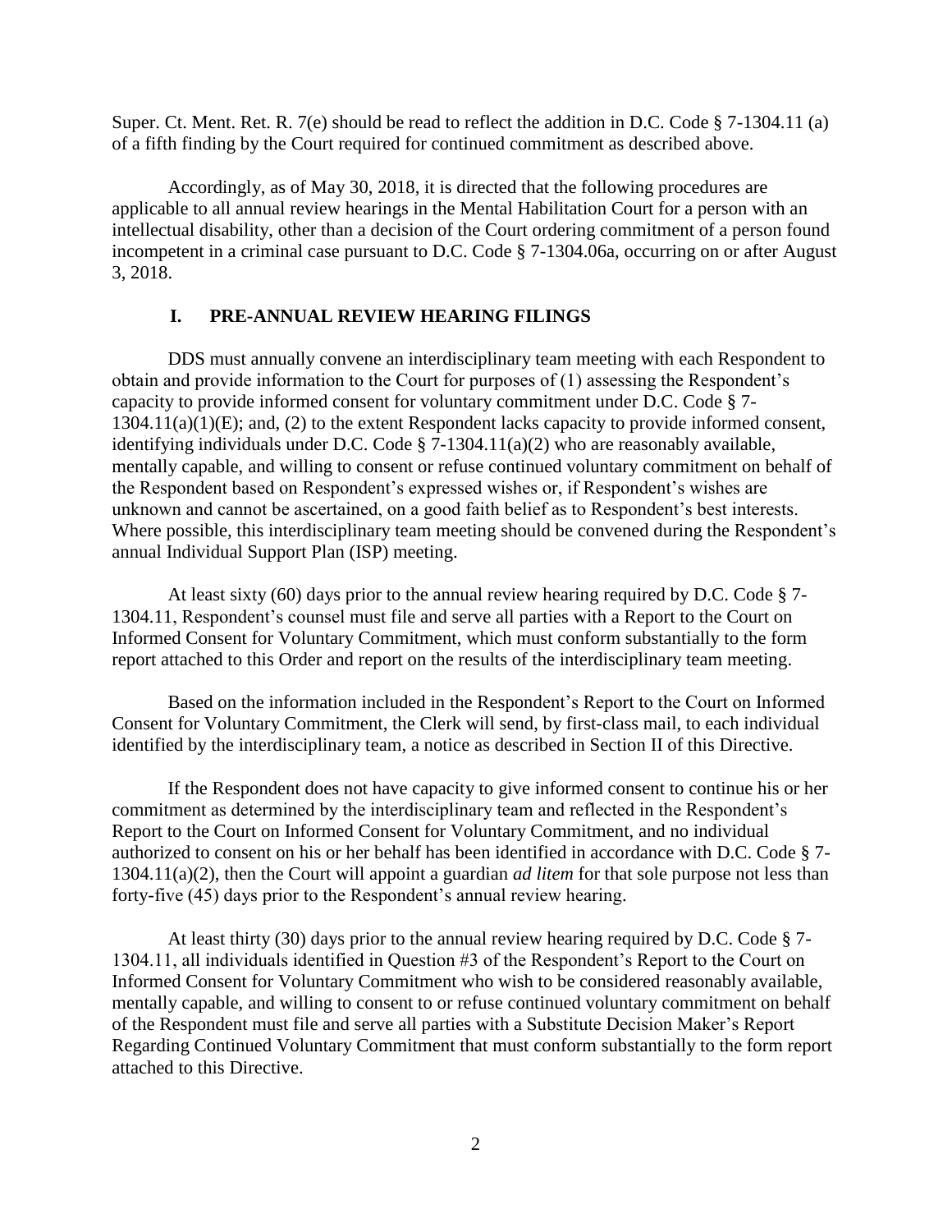Super. Ct. Ment. Ret. R. 7(e) should be read to reflect the addition in D.C. Code § 7-1304.11 (a) of a fifth finding by the Court required for continued commitment as described above.

Accordingly, as of May 30, 2018, it is directed that the following procedures are applicable to all annual review hearings in the Mental Habilitation Court for a person with an intellectual disability, other than a decision of the Court ordering commitment of a person found incompetent in a criminal case pursuant to D.C. Code § 7-1304.06a, occurring on or after August 3, 2018.

## I. PRE-ANNUAL REVIEW HEARING FILINGS

DDS must annually convene an interdisciplinary team meeting with each Respondent to obtain and provide information to the Court for purposes of (1) assessing the Respondent's capacity to provide informed consent for voluntary commitment under D.C. Code § 7-1304.11(a)(1)(E); and, (2) to the extent Respondent lacks capacity to provide informed consent, identifying individuals under D.C. Code § 7-1304.11(a)(2) who are reasonably available, mentally capable, and willing to consent or refuse continued voluntary commitment on behalf of the Respondent based on Respondent's expressed wishes or, if Respondent's wishes are unknown and cannot be ascertained, on a good faith belief as to Respondent's best interests. Where possible, this interdisciplinary team meeting should be convened during the Respondent's annual Individual Support Plan (ISP) meeting.

At least sixty (60) days prior to the annual review hearing required by D.C. Code § 7-1304.11, Respondent's counsel must file and serve all parties with a Report to the Court on Informed Consent for Voluntary Commitment, which must conform substantially to the form report attached to this Order and report on the results of the interdisciplinary team meeting.

Based on the information included in the Respondent's Report to the Court on Informed Consent for Voluntary Commitment, the Clerk will send, by first-class mail, to each individual identified by the interdisciplinary team, a notice as described in Section II of this Directive.

If the Respondent does not have capacity to give informed consent to continue his or her commitment as determined by the interdisciplinary team and reflected in the Respondent's Report to the Court on Informed Consent for Voluntary Commitment, and no individual authorized to consent on his or her behalf has been identified in accordance with D.C. Code § 7-1304.11(a)(2), then the Court will appoint a guardian *ad litem* for that sole purpose not less than forty-five (45) days prior to the Respondent's annual review hearing.

At least thirty (30) days prior to the annual review hearing required by D.C. Code § 7-1304.11, all individuals identified in Question #3 of the Respondent's Report to the Court on Informed Consent for Voluntary Commitment who wish to be considered reasonably available, mentally capable, and willing to consent to or refuse continued voluntary commitment on behalf of the Respondent must file and serve all parties with a Substitute Decision Maker's Report Regarding Continued Voluntary Commitment that must conform substantially to the form report attached to this Directive.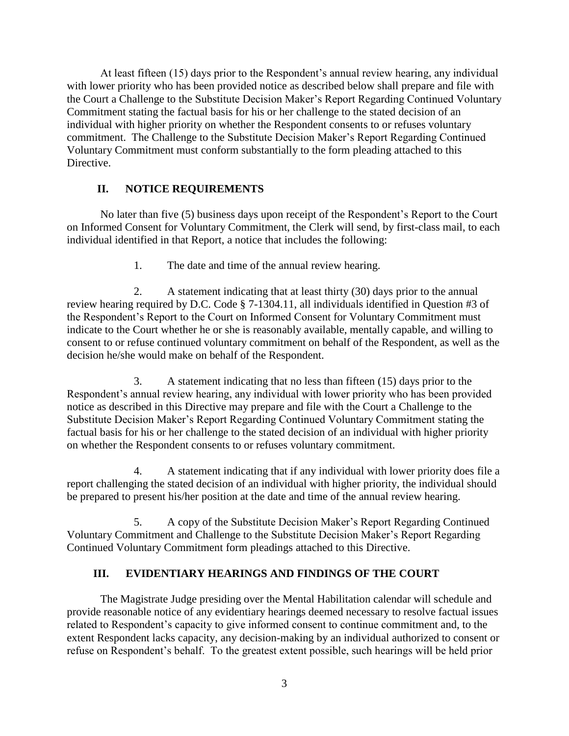At least fifteen (15) days prior to the Respondent's annual review hearing, any individual with lower priority who has been provided notice as described below shall prepare and file with the Court a Challenge to the Substitute Decision Maker's Report Regarding Continued Voluntary Commitment stating the factual basis for his or her challenge to the stated decision of an individual with higher priority on whether the Respondent consents to or refuses voluntary commitment. The Challenge to the Substitute Decision Maker's Report Regarding Continued Voluntary Commitment must conform substantially to the form pleading attached to this Directive.

## II. NOTICE REQUIREMENTS

No later than five (5) business days upon receipt of the Respondent's Report to the Court on Informed Consent for Voluntary Commitment, the Clerk will send, by first-class mail, to each individual identified in that Report, a notice that includes the following:

1. The date and time of the annual review hearing.

2. A statement indicating that at least thirty (30) days prior to the annual review hearing required by D.C. Code § 7-1304.11, all individuals identified in Question #3 of the Respondent's Report to the Court on Informed Consent for Voluntary Commitment must indicate to the Court whether he or she is reasonably available, mentally capable, and willing to consent to or refuse continued voluntary commitment on behalf of the Respondent, as well as the decision he/she would make on behalf of the Respondent.

3. A statement indicating that no less than fifteen (15) days prior to the Respondent's annual review hearing, any individual with lower priority who has been provided notice as described in this Directive may prepare and file with the Court a Challenge to the Substitute Decision Maker's Report Regarding Continued Voluntary Commitment stating the factual basis for his or her challenge to the stated decision of an individual with higher priority on whether the Respondent consents to or refuses voluntary commitment.

4. A statement indicating that if any individual with lower priority does file a report challenging the stated decision of an individual with higher priority, the individual should be prepared to present his/her position at the date and time of the annual review hearing.

5. A copy of the Substitute Decision Maker's Report Regarding Continued Voluntary Commitment and Challenge to the Substitute Decision Maker's Report Regarding Continued Voluntary Commitment form pleadings attached to this Directive.

## III. EVIDENTIARY HEARINGS AND FINDINGS OF THE COURT

The Magistrate Judge presiding over the Mental Habilitation calendar will schedule and provide reasonable notice of any evidentiary hearings deemed necessary to resolve factual issues related to Respondent's capacity to give informed consent to continue commitment and, to the extent Respondent lacks capacity, any decision-making by an individual authorized to consent or refuse on Respondent's behalf. To the greatest extent possible, such hearings will be held prior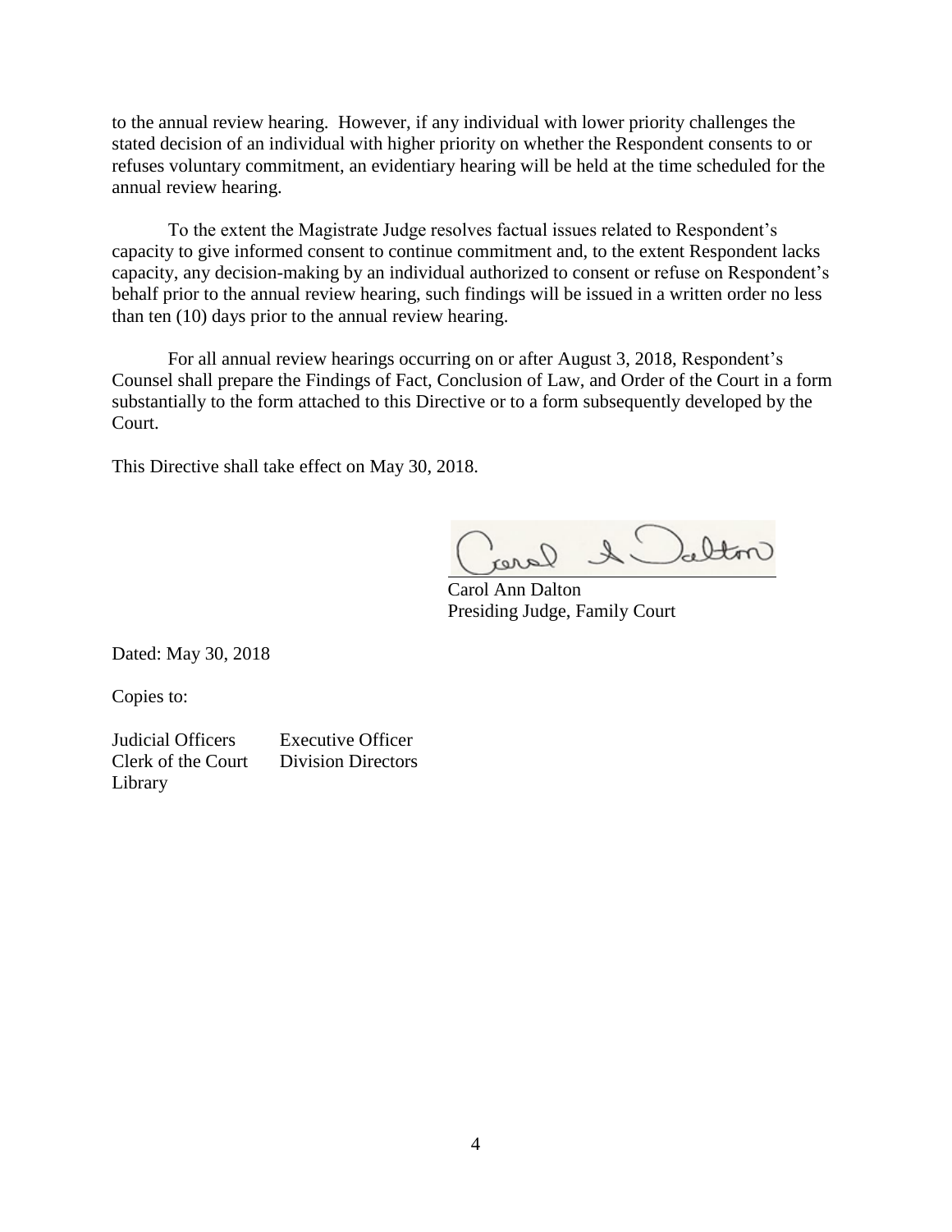to the annual review hearing. However, if any individual with lower priority challenges the stated decision of an individual with higher priority on whether the Respondent consents to or refuses voluntary commitment, an evidentiary hearing will be held at the time scheduled for the annual review hearing.

To the extent the Magistrate Judge resolves factual issues related to Respondent's capacity to give informed consent to continue commitment and, to the extent Respondent lacks capacity, any decision-making by an individual authorized to consent or refuse on Respondent's behalf prior to the annual review hearing, such findings will be issued in a written order no less than ten (10) days prior to the annual review hearing.

For all annual review hearings occurring on or after August 3, 2018, Respondent's Counsel shall prepare the Findings of Fact, Conclusion of Law, and Order of the Court in a form substantially to the form attached to this Directive or to a form subsequently developed by the Court.

This Directive shall take effect on May 30, 2018.

Carol Ann Dalton
Presiding Judge, Family Court

Dated: May 30, 2018

Copies to:

| | |
|---|---|
| Judicial Officers | Executive Officer |
| Clerk of the Court | Division Directors |
| Library | |